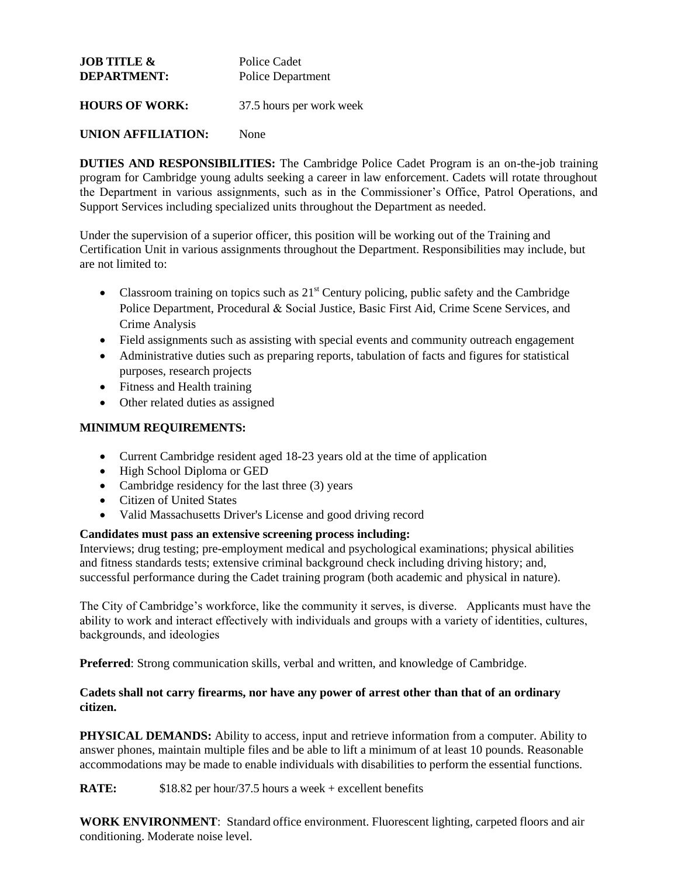**JOB TITLE & DEPARTMENT:** Police Cadet
Police Department

**HOURS OF WORK:** 37.5 hours per work week

**UNION AFFILIATION:** None

**DUTIES AND RESPONSIBILITIES:** The Cambridge Police Cadet Program is an on-the-job training program for Cambridge young adults seeking a career in law enforcement. Cadets will rotate throughout the Department in various assignments, such as in the Commissioner's Office, Patrol Operations, and Support Services including specialized units throughout the Department as needed.

Under the supervision of a superior officer, this position will be working out of the Training and Certification Unit in various assignments throughout the Department. Responsibilities may include, but are not limited to:

- Classroom training on topics such as 21st Century policing, public safety and the Cambridge Police Department, Procedural & Social Justice, Basic First Aid, Crime Scene Services, and Crime Analysis
- Field assignments such as assisting with special events and community outreach engagement
- Administrative duties such as preparing reports, tabulation of facts and figures for statistical purposes, research projects
- Fitness and Health training
- Other related duties as assigned

**MINIMUM REQUIREMENTS:**

- Current Cambridge resident aged 18-23 years old at the time of application
- High School Diploma or GED
- Cambridge residency for the last three (3) years
- Citizen of United States
- Valid Massachusetts Driver's License and good driving record

**Candidates must pass an extensive screening process including:**
Interviews; drug testing; pre-employment medical and psychological examinations; physical abilities and fitness standards tests; extensive criminal background check including driving history; and, successful performance during the Cadet training program (both academic and physical in nature).

The City of Cambridge's workforce, like the community it serves, is diverse. Applicants must have the ability to work and interact effectively with individuals and groups with a variety of identities, cultures, backgrounds, and ideologies

**Preferred**: Strong communication skills, verbal and written, and knowledge of Cambridge.

**Cadets shall not carry firearms, nor have any power of arrest other than that of an ordinary citizen.**

**PHYSICAL DEMANDS:** Ability to access, input and retrieve information from a computer. Ability to answer phones, maintain multiple files and be able to lift a minimum of at least 10 pounds. Reasonable accommodations may be made to enable individuals with disabilities to perform the essential functions.

**RATE:** $18.82 per hour/37.5 hours a week + excellent benefits

**WORK ENVIRONMENT**: Standard office environment. Fluorescent lighting, carpeted floors and air conditioning. Moderate noise level.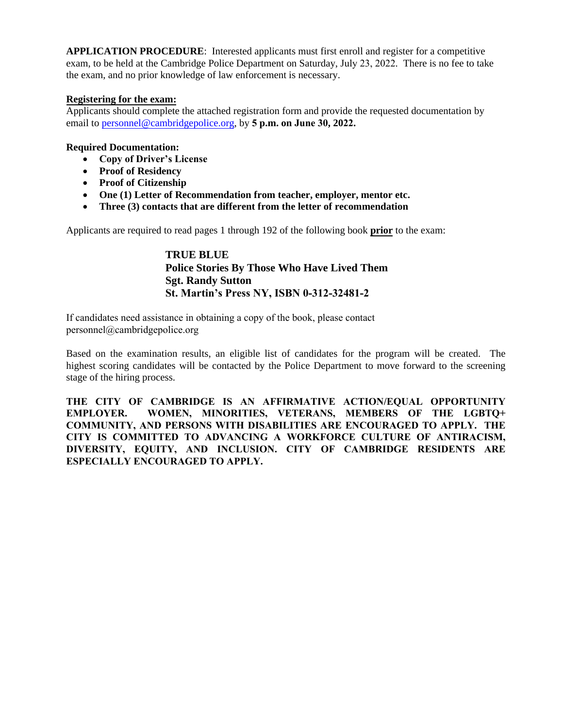**APPLICATION PROCEDURE**: Interested applicants must first enroll and register for a competitive exam, to be held at the Cambridge Police Department on Saturday, July 23, 2022. There is no fee to take the exam, and no prior knowledge of law enforcement is necessary.

**Registering for the exam:**
Applicants should complete the attached registration form and provide the requested documentation by email to personnel@cambridgepolice.org, by **5 p.m. on June 30, 2022.**

**Required Documentation:**

- **Copy of Driver's License**
- **Proof of Residency**
- **Proof of Citizenship**
- **One (1) Letter of Recommendation from teacher, employer, mentor etc.**
- **Three (3) contacts that are different from the letter of recommendation**

Applicants are required to read pages 1 through 192 of the following book **prior** to the exam:

> **TRUE BLUE**
> **Police Stories By Those Who Have Lived Them**
> **Sgt. Randy Sutton**
> **St. Martin's Press NY, ISBN 0-312-32481-2**

If candidates need assistance in obtaining a copy of the book, please contact personnel@cambridgepolice.org

Based on the examination results, an eligible list of candidates for the program will be created. The highest scoring candidates will be contacted by the Police Department to move forward to the screening stage of the hiring process.

**THE CITY OF CAMBRIDGE IS AN AFFIRMATIVE ACTION/EQUAL OPPORTUNITY EMPLOYER. WOMEN, MINORITIES, VETERANS, MEMBERS OF THE LGBTQ+ COMMUNITY, AND PERSONS WITH DISABILITIES ARE ENCOURAGED TO APPLY. THE CITY IS COMMITTED TO ADVANCING A WORKFORCE CULTURE OF ANTIRACISM, DIVERSITY, EQUITY, AND INCLUSION. CITY OF CAMBRIDGE RESIDENTS ARE ESPECIALLY ENCOURAGED TO APPLY.**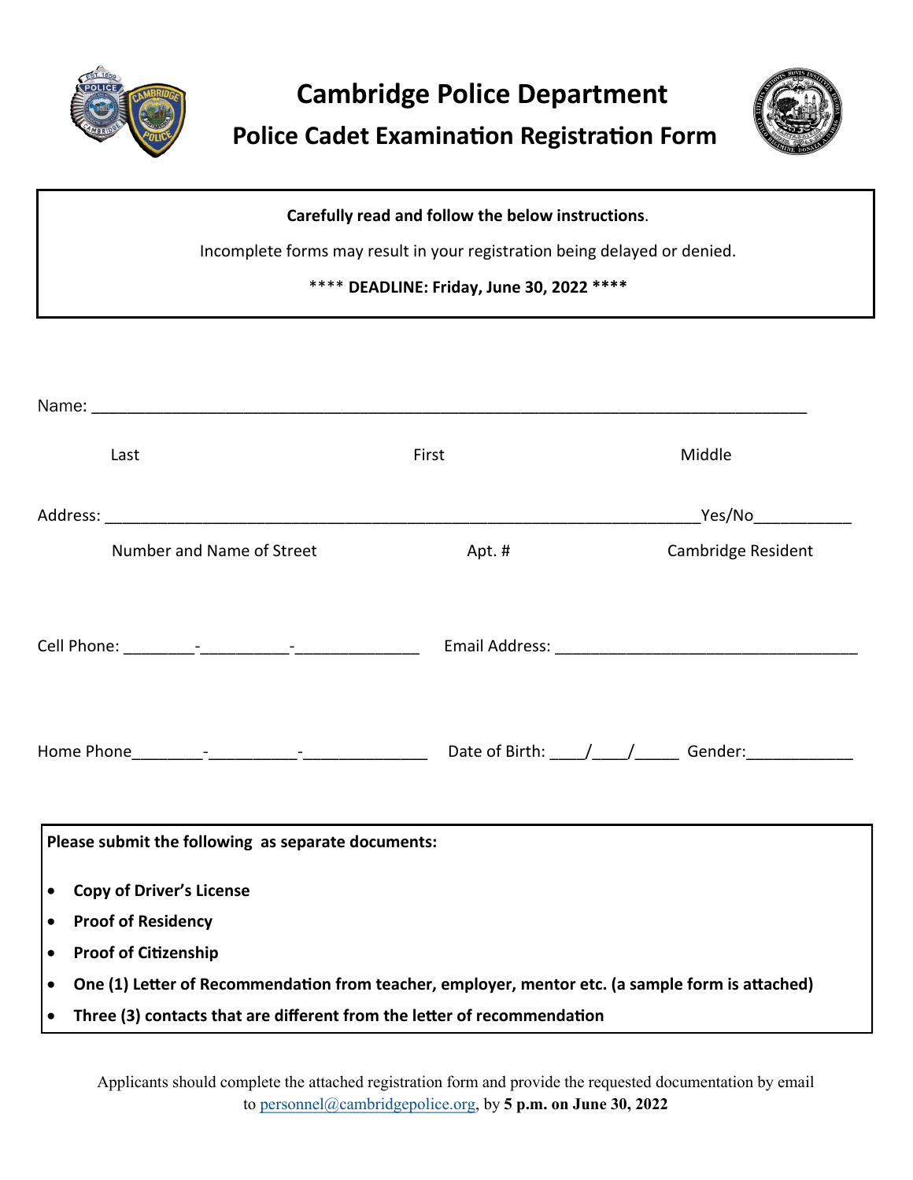# Cambridge Police Department

## Police Cadet Examination Registration Form

**Carefully read and follow the below instructions**.

Incomplete forms may result in your registration being delayed or denied.

**** **DEADLINE: Friday, June 30, 2022** ****

Name: ______________________________________________________________________________

Last First Middle

Address: ________________________________________________________________Yes/No__________

Number and Name of Street Apt. # Cambridge Resident

Cell Phone: ________-__________-______________ Email Address: __________________________________

Home Phone________-__________-______________ Date of Birth: ____/____/_____ Gender:____________

**Please submit the following as separate documents:**

- **Copy of Driver's License**
- **Proof of Residency**
- **Proof of Citizenship**
- **One (1) Letter of Recommendation from teacher, employer, mentor etc. (a sample form is attached)**
- **Three (3) contacts that are different from the letter of recommendation**

Applicants should complete the attached registration form and provide the requested documentation by email to personnel@cambridgepolice.org, by **5 p.m. on June 30, 2022**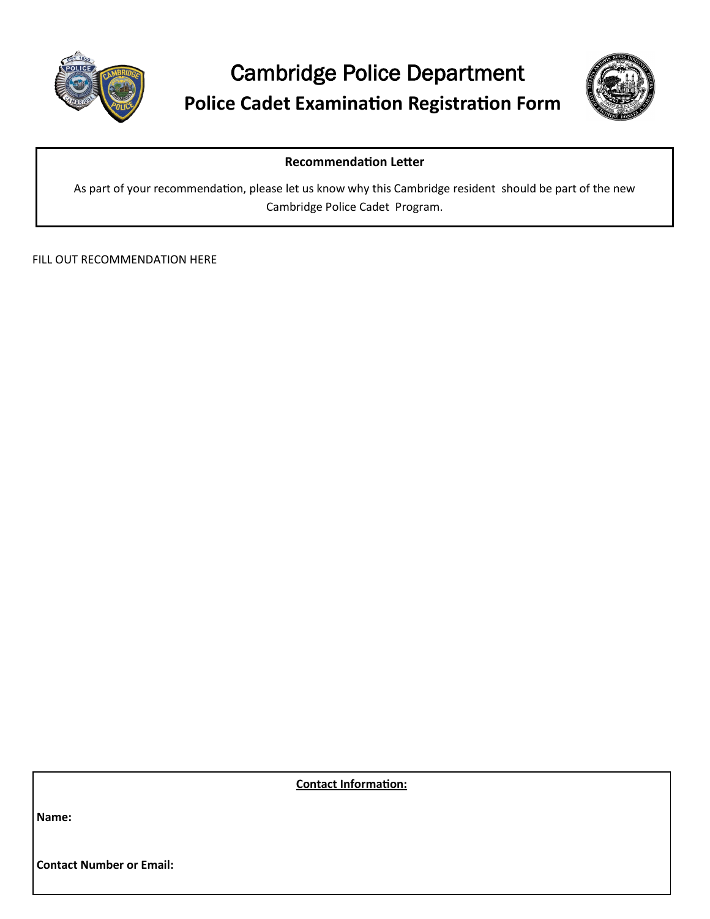# Cambridge Police Department

## Police Cadet Examination Registration Form

**Recommendation Letter**

As part of your recommendation, please let us know why this Cambridge resident should be part of the new Cambridge Police Cadet Program.

FILL OUT RECOMMENDATION HERE

**Contact Information:**

**Name:**

**Contact Number or Email:**